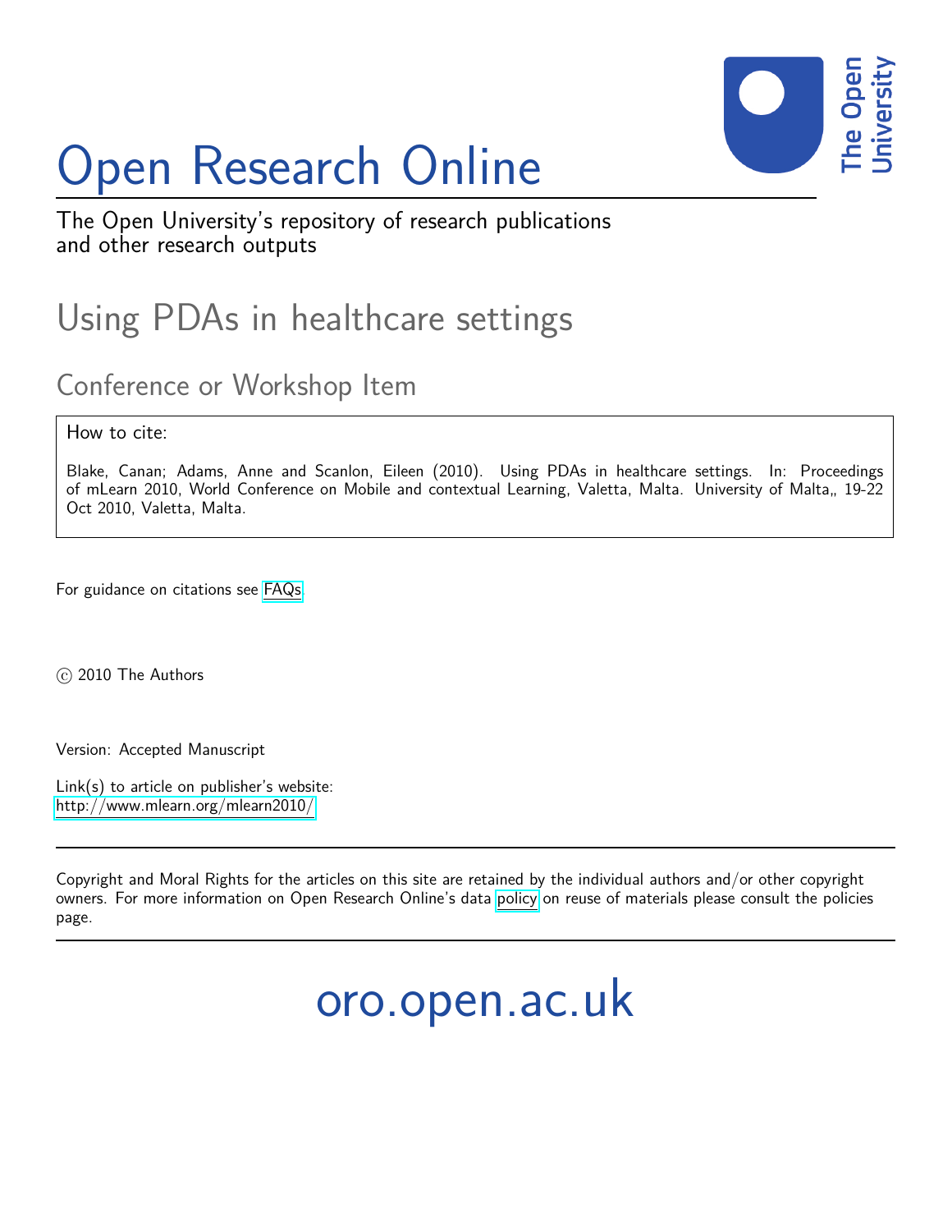# Open Research Online

The Open University's repository of research publications and other research outputs

## Using PDAs in healthcare settings

### Conference or Workshop Item

How to cite:

Blake, Canan; Adams, Anne and Scanlon, Eileen (2010). Using PDAs in healthcare settings. In: Proceedings of mLearn 2010, World Conference on Mobile and contextual Learning, Valetta, Malta. University of Malta,, 19-22 Oct 2010, Valetta, Malta.

For guidance on citations see FAQs.

© 2010 The Authors

Version: Accepted Manuscript

Link(s) to article on publisher's website:
http://www.mlearn.org/mlearn2010/

---

Copyright and Moral Rights for the articles on this site are retained by the individual authors and/or other copyright owners. For more information on Open Research Online's data policy on reuse of materials please consult the policies page.

---

oro.open.ac.uk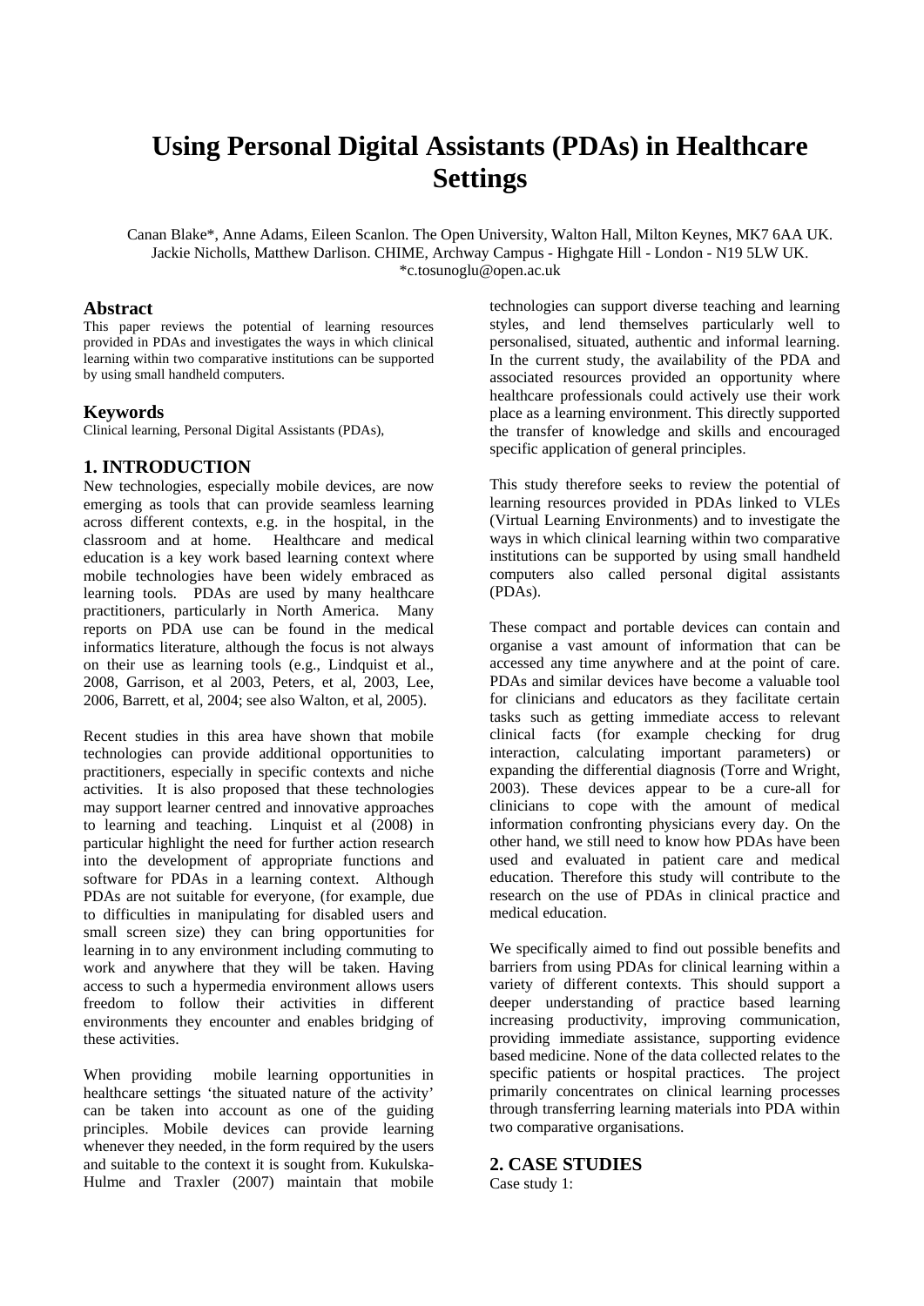# Using Personal Digital Assistants (PDAs) in Healthcare Settings

Canan Blake*, Anne Adams, Eileen Scanlon. The Open University, Walton Hall, Milton Keynes, MK7 6AA UK.
Jackie Nicholls, Matthew Darlison. CHIME, Archway Campus - Highgate Hill - London - N19 5LW UK.
*c.tosunoglu@open.ac.uk

## Abstract

This paper reviews the potential of learning resources provided in PDAs and investigates the ways in which clinical learning within two comparative institutions can be supported by using small handheld computers.

## Keywords

Clinical learning, Personal Digital Assistants (PDAs),

## 1. INTRODUCTION

New technologies, especially mobile devices, are now emerging as tools that can provide seamless learning across different contexts, e.g. in the hospital, in the classroom and at home. Healthcare and medical education is a key work based learning context where mobile technologies have been widely embraced as learning tools. PDAs are used by many healthcare practitioners, particularly in North America. Many reports on PDA use can be found in the medical informatics literature, although the focus is not always on their use as learning tools (e.g., Lindquist et al., 2008, Garrison, et al 2003, Peters, et al, 2003, Lee, 2006, Barrett, et al, 2004; see also Walton, et al, 2005).

Recent studies in this area have shown that mobile technologies can provide additional opportunities to practitioners, especially in specific contexts and niche activities. It is also proposed that these technologies may support learner centred and innovative approaches to learning and teaching. Linquist et al (2008) in particular highlight the need for further action research into the development of appropriate functions and software for PDAs in a learning context. Although PDAs are not suitable for everyone, (for example, due to difficulties in manipulating for disabled users and small screen size) they can bring opportunities for learning in to any environment including commuting to work and anywhere that they will be taken. Having access to such a hypermedia environment allows users freedom to follow their activities in different environments they encounter and enables bridging of these activities.

When providing mobile learning opportunities in healthcare settings 'the situated nature of the activity' can be taken into account as one of the guiding principles. Mobile devices can provide learning whenever they needed, in the form required by the users and suitable to the context it is sought from. Kukulska-Hulme and Traxler (2007) maintain that mobile technologies can support diverse teaching and learning styles, and lend themselves particularly well to personalised, situated, authentic and informal learning. In the current study, the availability of the PDA and associated resources provided an opportunity where healthcare professionals could actively use their work place as a learning environment. This directly supported the transfer of knowledge and skills and encouraged specific application of general principles.

This study therefore seeks to review the potential of learning resources provided in PDAs linked to VLEs (Virtual Learning Environments) and to investigate the ways in which clinical learning within two comparative institutions can be supported by using small handheld computers also called personal digital assistants (PDAs).

These compact and portable devices can contain and organise a vast amount of information that can be accessed any time anywhere and at the point of care. PDAs and similar devices have become a valuable tool for clinicians and educators as they facilitate certain tasks such as getting immediate access to relevant clinical facts (for example checking for drug interaction, calculating important parameters) or expanding the differential diagnosis (Torre and Wright, 2003). These devices appear to be a cure-all for clinicians to cope with the amount of medical information confronting physicians every day. On the other hand, we still need to know how PDAs have been used and evaluated in patient care and medical education. Therefore this study will contribute to the research on the use of PDAs in clinical practice and medical education.

We specifically aimed to find out possible benefits and barriers from using PDAs for clinical learning within a variety of different contexts. This should support a deeper understanding of practice based learning increasing productivity, improving communication, providing immediate assistance, supporting evidence based medicine. None of the data collected relates to the specific patients or hospital practices. The project primarily concentrates on clinical learning processes through transferring learning materials into PDA within two comparative organisations.

## 2. CASE STUDIES

Case study 1: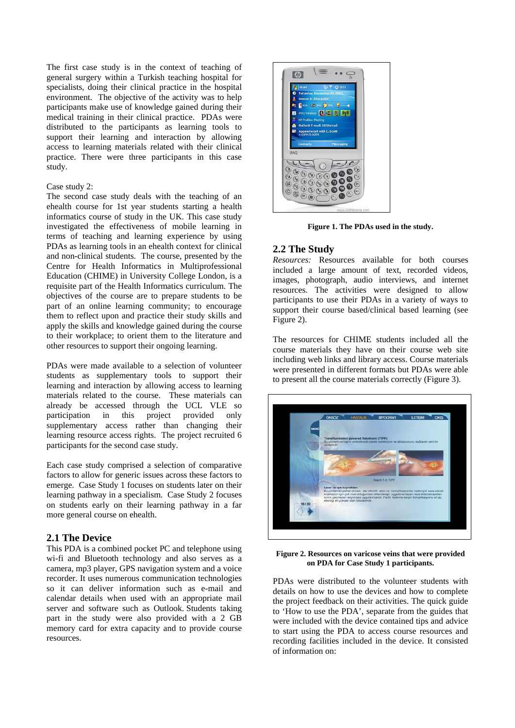The first case study is in the context of teaching of general surgery within a Turkish teaching hospital for specialists, doing their clinical practice in the hospital environment. The objective of the activity was to help participants make use of knowledge gained during their medical training in their clinical practice. PDAs were distributed to the participants as learning tools to support their learning and interaction by allowing access to learning materials related with their clinical practice. There were three participants in this case study.

Case study 2:
The second case study deals with the teaching of an ehealth course for 1st year students starting a health informatics course of study in the UK. This case study investigated the effectiveness of mobile learning in terms of teaching and learning experience by using PDAs as learning tools in an ehealth context for clinical and non-clinical students. The course, presented by the Centre for Health Informatics in Multiprofessional Education (CHIME) in University College London, is a requisite part of the Health Informatics curriculum. The objectives of the course are to prepare students to be part of an online learning community; to encourage them to reflect upon and practice their study skills and apply the skills and knowledge gained during the course to their workplace; to orient them to the literature and other resources to support their ongoing learning.

PDAs were made available to a selection of volunteer students as supplementary tools to support their learning and interaction by allowing access to learning materials related to the course. These materials can already be accessed through the UCL VLE so participation in this project provided only supplementary access rather than changing their learning resource access rights. The project recruited 6 participants for the second case study.

Each case study comprised a selection of comparative factors to allow for generic issues across these factors to emerge. Case Study 1 focuses on students later on their learning pathway in a specialism. Case Study 2 focuses on students early on their learning pathway in a far more general course on ehealth.

## 2.1 The Device

This PDA is a combined pocket PC and telephone using wi-fi and Bluetooth technology and also serves as a camera, mp3 player, GPS navigation system and a voice recorder. It uses numerous communication technologies so it can deliver information such as e-mail and calendar details when used with an appropriate mail server and software such as Outlook. Students taking part in the study were also provided with a 2 GB memory card for extra capacity and to provide course resources.

**Figure 1. The PDAs used in the study.**

## 2.2 The Study

*Resources:* Resources available for both courses included a large amount of text, recorded videos, images, photograph, audio interviews, and internet resources. The activities were designed to allow participants to use their PDAs in a variety of ways to support their course based/clinical based learning (see Figure 2).

The resources for CHIME students included all the course materials they have on their course web site including web links and library access. Course materials were presented in different formats but PDAs were able to present all the course materials correctly (Figure 3).

**Figure 2. Resources on varicose veins that were provided on PDA for Case Study 1 participants.**

PDAs were distributed to the volunteer students with details on how to use the devices and how to complete the project feedback on their activities. The quick guide to 'How to use the PDA', separate from the guides that were included with the device contained tips and advice to start using the PDA to access course resources and recording facilities included in the device. It consisted of information on: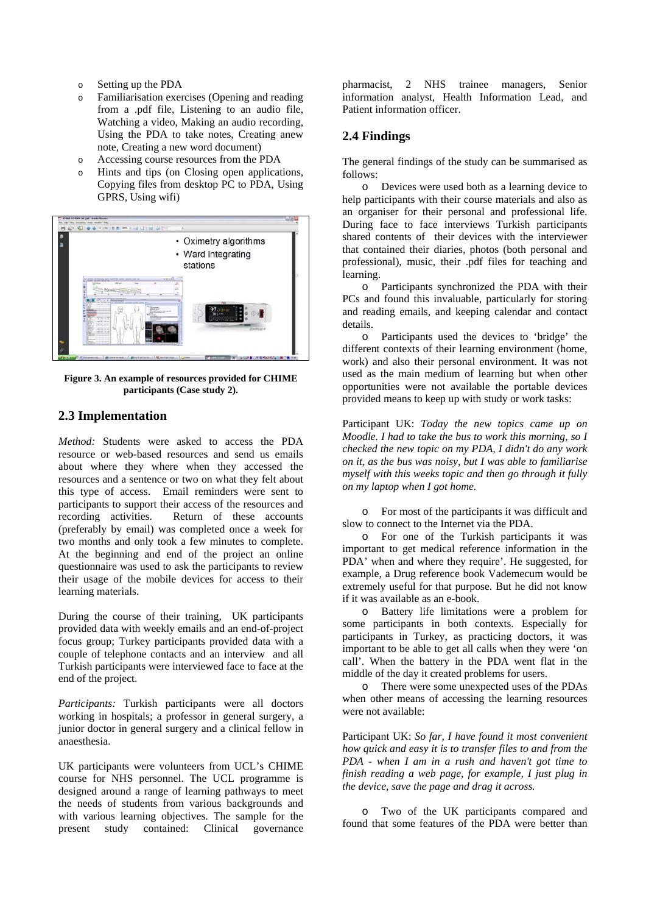- Setting up the PDA
- Familiarisation exercises (Opening and reading from a .pdf file, Listening to an audio file, Watching a video, Making an audio recording, Using the PDA to take notes, Creating anew note, Creating a new word document)
- Accessing course resources from the PDA
- Hints and tips (on Closing open applications, Copying files from desktop PC to PDA, Using GPRS, Using wifi)

**Figure 3. An example of resources provided for CHIME participants (Case study 2).**

## 2.3 Implementation

*Method:* Students were asked to access the PDA resource or web-based resources and send us emails about where they where when they accessed the resources and a sentence or two on what they felt about this type of access. Email reminders were sent to participants to support their access of the resources and recording activities. Return of these accounts (preferably by email) was completed once a week for two months and only took a few minutes to complete. At the beginning and end of the project an online questionnaire was used to ask the participants to review their usage of the mobile devices for access to their learning materials.

During the course of their training, UK participants provided data with weekly emails and an end-of-project focus group; Turkey participants provided data with a couple of telephone contacts and an interview and all Turkish participants were interviewed face to face at the end of the project.

*Participants:* Turkish participants were all doctors working in hospitals; a professor in general surgery, a junior doctor in general surgery and a clinical fellow in anaesthesia.

UK participants were volunteers from UCL's CHIME course for NHS personnel. The UCL programme is designed around a range of learning pathways to meet the needs of students from various backgrounds and with various learning objectives. The sample for the present study contained: Clinical governance pharmacist, 2 NHS trainee managers, Senior information analyst, Health Information Lead, and Patient information officer.

## 2.4 Findings

The general findings of the study can be summarised as follows:

- Devices were used both as a learning device to help participants with their course materials and also as an organiser for their personal and professional life. During face to face interviews Turkish participants shared contents of their devices with the interviewer that contained their diaries, photos (both personal and professional), music, their .pdf files for teaching and learning.
- Participants synchronized the PDA with their PCs and found this invaluable, particularly for storing and reading emails, and keeping calendar and contact details.
- Participants used the devices to 'bridge' the different contexts of their learning environment (home, work) and also their personal environment. It was not used as the main medium of learning but when other opportunities were not available the portable devices provided means to keep up with study or work tasks:

Participant UK: *Today the new topics came up on Moodle. I had to take the bus to work this morning, so I checked the new topic on my PDA, I didn't do any work on it, as the bus was noisy, but I was able to familiarise myself with this weeks topic and then go through it fully on my laptop when I got home.*

- For most of the participants it was difficult and slow to connect to the Internet via the PDA.
- For one of the Turkish participants it was important to get medical reference information in the PDA' when and where they require'. He suggested, for example, a Drug reference book Vademecum would be extremely useful for that purpose. But he did not know if it was available as an e-book.
- Battery life limitations were a problem for some participants in both contexts. Especially for participants in Turkey, as practicing doctors, it was important to be able to get all calls when they were 'on call'. When the battery in the PDA went flat in the middle of the day it created problems for users.
- There were some unexpected uses of the PDAs when other means of accessing the learning resources were not available:

Participant UK: *So far, I have found it most convenient how quick and easy it is to transfer files to and from the PDA - when I am in a rush and haven't got time to finish reading a web page, for example, I just plug in the device, save the page and drag it across.*

- Two of the UK participants compared and found that some features of the PDA were better than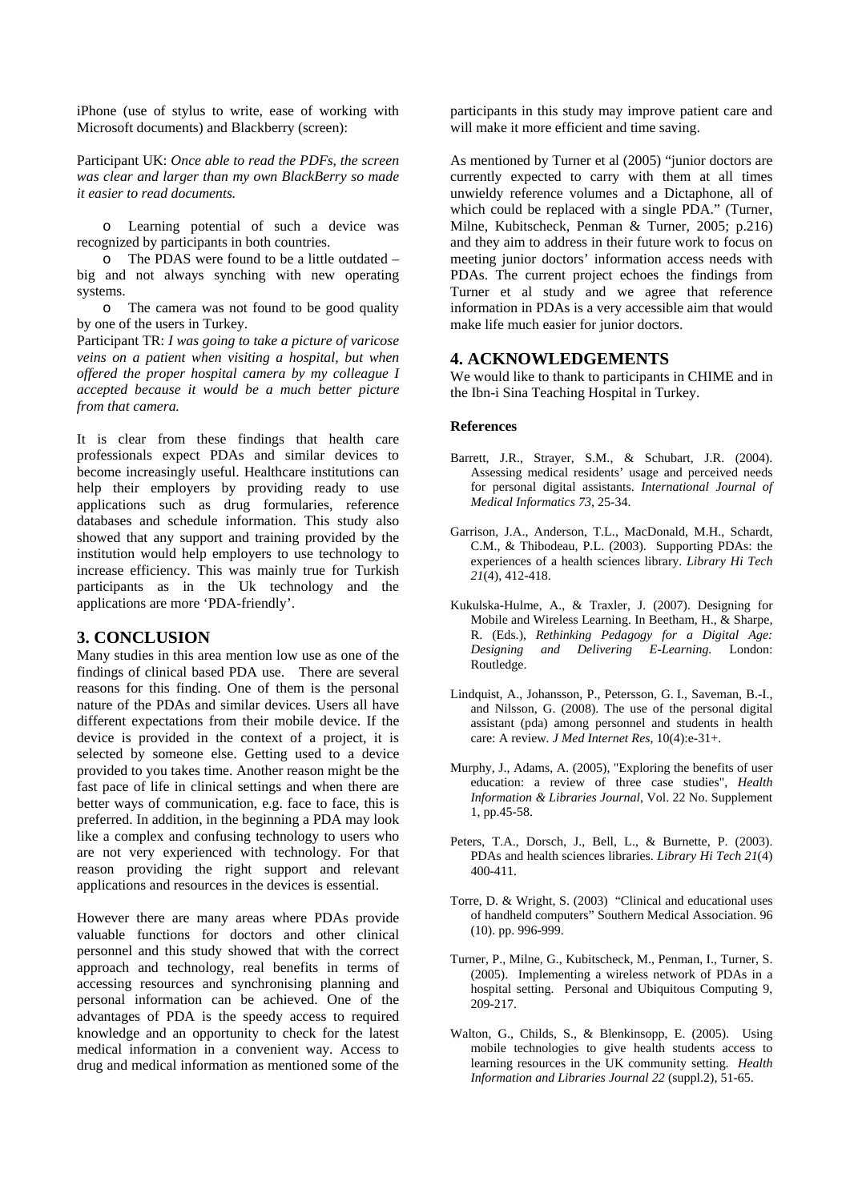iPhone (use of stylus to write, ease of working with Microsoft documents) and Blackberry (screen):

Participant UK: *Once able to read the PDFs, the screen was clear and larger than my own BlackBerry so made it easier to read documents.*

- Learning potential of such a device was recognized by participants in both countries.
- The PDAS were found to be a little outdated – big and not always synching with new operating systems.
- The camera was not found to be good quality by one of the users in Turkey.

Participant TR: *I was going to take a picture of varicose veins on a patient when visiting a hospital, but when offered the proper hospital camera by my colleague I accepted because it would be a much better picture from that camera.*

It is clear from these findings that health care professionals expect PDAs and similar devices to become increasingly useful. Healthcare institutions can help their employers by providing ready to use applications such as drug formularies, reference databases and schedule information. This study also showed that any support and training provided by the institution would help employers to use technology to increase efficiency. This was mainly true for Turkish participants as in the Uk technology and the applications are more 'PDA-friendly'.

## 3. CONCLUSION

Many studies in this area mention low use as one of the findings of clinical based PDA use. There are several reasons for this finding. One of them is the personal nature of the PDAs and similar devices. Users all have different expectations from their mobile device. If the device is provided in the context of a project, it is selected by someone else. Getting used to a device provided to you takes time. Another reason might be the fast pace of life in clinical settings and when there are better ways of communication, e.g. face to face, this is preferred. In addition, in the beginning a PDA may look like a complex and confusing technology to users who are not very experienced with technology. For that reason providing the right support and relevant applications and resources in the devices is essential.

However there are many areas where PDAs provide valuable functions for doctors and other clinical personnel and this study showed that with the correct approach and technology, real benefits in terms of accessing resources and synchronising planning and personal information can be achieved. One of the advantages of PDA is the speedy access to required knowledge and an opportunity to check for the latest medical information in a convenient way. Access to drug and medical information as mentioned some of the participants in this study may improve patient care and will make it more efficient and time saving.

As mentioned by Turner et al (2005) "junior doctors are currently expected to carry with them at all times unwieldy reference volumes and a Dictaphone, all of which could be replaced with a single PDA." (Turner, Milne, Kubitscheck, Penman & Turner, 2005; p.216) and they aim to address in their future work to focus on meeting junior doctors' information access needs with PDAs. The current project echoes the findings from Turner et al study and we agree that reference information in PDAs is a very accessible aim that would make life much easier for junior doctors.

## 4. ACKNOWLEDGEMENTS

We would like to thank to participants in CHIME and in the Ibn-i Sina Teaching Hospital in Turkey.

### References

Barrett, J.R., Strayer, S.M., & Schubart, J.R. (2004). Assessing medical residents' usage and perceived needs for personal digital assistants. *International Journal of Medical Informatics 73*, 25-34.

Garrison, J.A., Anderson, T.L., MacDonald, M.H., Schardt, C.M., & Thibodeau, P.L. (2003). Supporting PDAs: the experiences of a health sciences library. *Library Hi Tech 21*(4), 412-418.

Kukulska-Hulme, A., & Traxler, J. (2007). Designing for Mobile and Wireless Learning. In Beetham, H., & Sharpe, R. (Eds.), *Rethinking Pedagogy for a Digital Age: Designing and Delivering E-Learning.* London: Routledge.

Lindquist, A., Johansson, P., Petersson, G. I., Saveman, B.-I., and Nilsson, G. (2008). The use of the personal digital assistant (pda) among personnel and students in health care: A review. *J Med Internet Res*, 10(4):e-31+.

Murphy, J., Adams, A. (2005), "Exploring the benefits of user education: a review of three case studies", *Health Information & Libraries Journal*, Vol. 22 No. Supplement 1, pp.45-58.

Peters, T.A., Dorsch, J., Bell, L., & Burnette, P. (2003). PDAs and health sciences libraries. *Library Hi Tech 21*(4) 400-411.

Torre, D. & Wright, S. (2003) "Clinical and educational uses of handheld computers" Southern Medical Association. 96 (10). pp. 996-999.

Turner, P., Milne, G., Kubitscheck, M., Penman, I., Turner, S. (2005). Implementing a wireless network of PDAs in a hospital setting. Personal and Ubiquitous Computing 9, 209-217.

Walton, G., Childs, S., & Blenkinsopp, E. (2005). Using mobile technologies to give health students access to learning resources in the UK community setting. *Health Information and Libraries Journal 22* (suppl.2), 51-65.